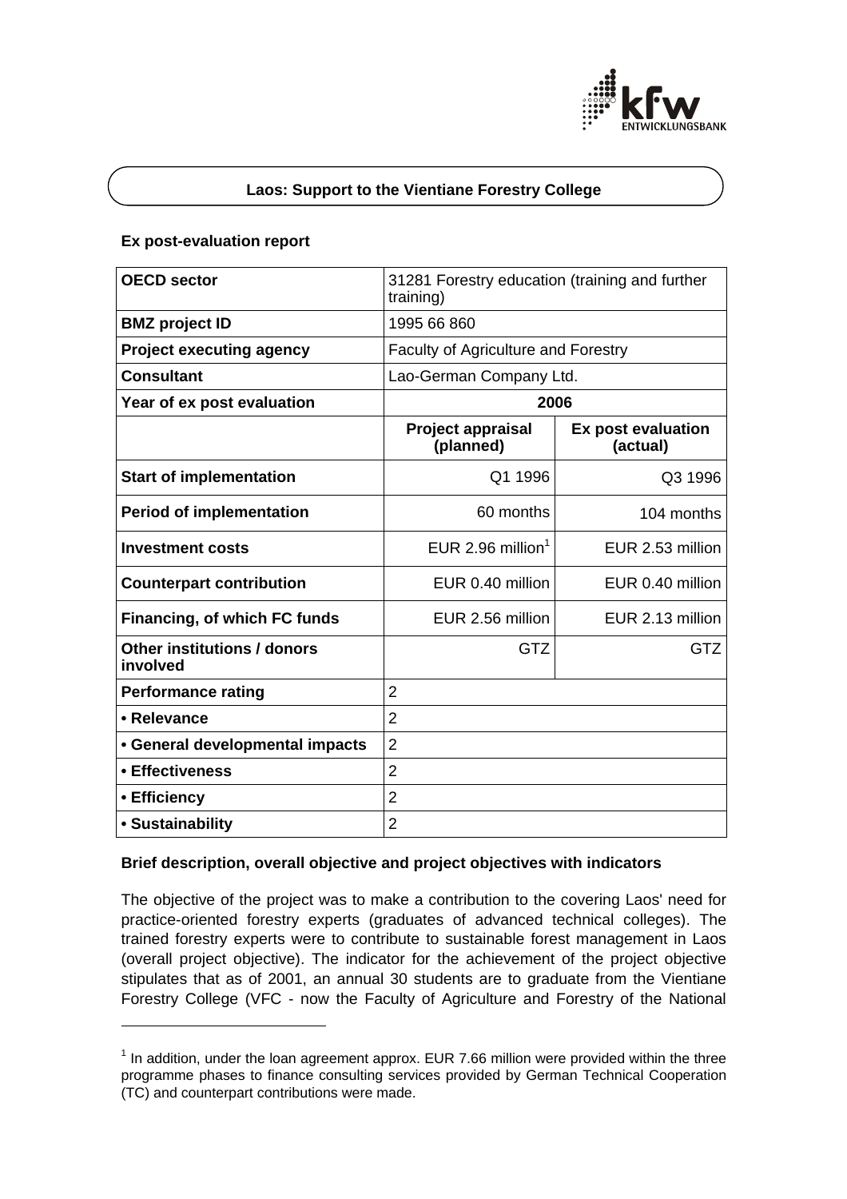# Laos: Support to the Vientiane Forestry College

**Ex post-evaluation report**

| | | |
|---|---|---|
| **OECD sector** | 31281 Forestry education (training and further training) | |
| **BMZ project ID** | 1995 66 860 | |
| **Project executing agency** | Faculty of Agriculture and Forestry | |
| **Consultant** | Lao-German Company Ltd. | |
| **Year of ex post evaluation** | 2006 | |
| | **Project appraisal (planned)** | **Ex post evaluation (actual)** |
| **Start of implementation** | Q1 1996 | Q3 1996 |
| **Period of implementation** | 60 months | 104 months |
| **Investment costs** | EUR 2.96 million[1] | EUR 2.53 million |
| **Counterpart contribution** | EUR 0.40 million | EUR 0.40 million |
| **Financing, of which FC funds** | EUR 2.56 million | EUR 2.13 million |
| **Other institutions / donors involved** | GTZ | GTZ |
| **Performance rating** | 2 | |
| **• Relevance** | 2 | |
| **• General developmental impacts** | 2 | |
| **• Effectiveness** | 2 | |
| **• Efficiency** | 2 | |
| **• Sustainability** | 2 | |

**Brief description, overall objective and project objectives with indicators**

The objective of the project was to make a contribution to the covering Laos' need for practice-oriented forestry experts (graduates of advanced technical colleges). The trained forestry experts were to contribute to sustainable forest management in Laos (overall project objective). The indicator for the achievement of the project objective stipulates that as of 2001, an annual 30 students are to graduate from the Vientiane Forestry College (VFC - now the Faculty of Agriculture and Forestry of the National

[1] In addition, under the loan agreement approx. EUR 7.66 million were provided within the three programme phases to finance consulting services provided by German Technical Cooperation (TC) and counterpart contributions were made.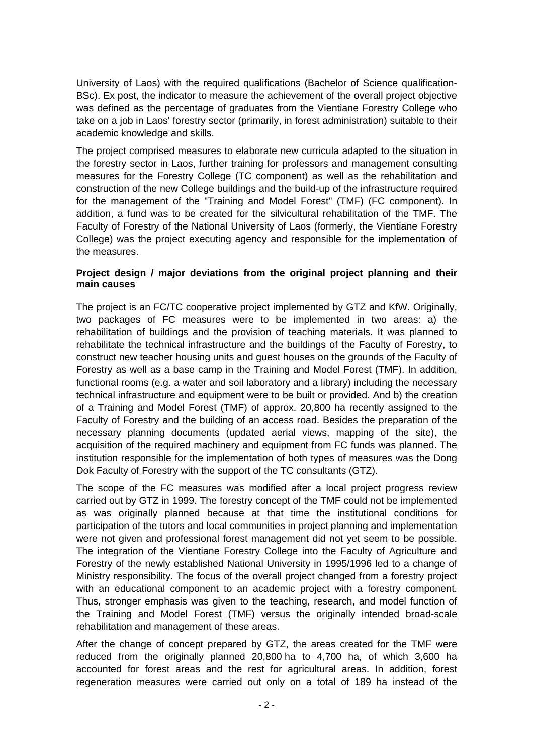University of Laos) with the required qualifications (Bachelor of Science qualification-BSc). Ex post, the indicator to measure the achievement of the overall project objective was defined as the percentage of graduates from the Vientiane Forestry College who take on a job in Laos' forestry sector (primarily, in forest administration) suitable to their academic knowledge and skills.

The project comprised measures to elaborate new curricula adapted to the situation in the forestry sector in Laos, further training for professors and management consulting measures for the Forestry College (TC component) as well as the rehabilitation and construction of the new College buildings and the build-up of the infrastructure required for the management of the "Training and Model Forest" (TMF) (FC component). In addition, a fund was to be created for the silvicultural rehabilitation of the TMF. The Faculty of Forestry of the National University of Laos (formerly, the Vientiane Forestry College) was the project executing agency and responsible for the implementation of the measures.

**Project design / major deviations from the original project planning and their main causes**

The project is an FC/TC cooperative project implemented by GTZ and KfW. Originally, two packages of FC measures were to be implemented in two areas: a) the rehabilitation of buildings and the provision of teaching materials. It was planned to rehabilitate the technical infrastructure and the buildings of the Faculty of Forestry, to construct new teacher housing units and guest houses on the grounds of the Faculty of Forestry as well as a base camp in the Training and Model Forest (TMF). In addition, functional rooms (e.g. a water and soil laboratory and a library) including the necessary technical infrastructure and equipment were to be built or provided. And b) the creation of a Training and Model Forest (TMF) of approx. 20,800 ha recently assigned to the Faculty of Forestry and the building of an access road. Besides the preparation of the necessary planning documents (updated aerial views, mapping of the site), the acquisition of the required machinery and equipment from FC funds was planned. The institution responsible for the implementation of both types of measures was the Dong Dok Faculty of Forestry with the support of the TC consultants (GTZ).

The scope of the FC measures was modified after a local project progress review carried out by GTZ in 1999. The forestry concept of the TMF could not be implemented as was originally planned because at that time the institutional conditions for participation of the tutors and local communities in project planning and implementation were not given and professional forest management did not yet seem to be possible. The integration of the Vientiane Forestry College into the Faculty of Agriculture and Forestry of the newly established National University in 1995/1996 led to a change of Ministry responsibility. The focus of the overall project changed from a forestry project with an educational component to an academic project with a forestry component. Thus, stronger emphasis was given to the teaching, research, and model function of the Training and Model Forest (TMF) versus the originally intended broad-scale rehabilitation and management of these areas.

After the change of concept prepared by GTZ, the areas created for the TMF were reduced from the originally planned 20,800 ha to 4,700 ha, of which 3,600 ha accounted for forest areas and the rest for agricultural areas. In addition, forest regeneration measures were carried out only on a total of 189 ha instead of the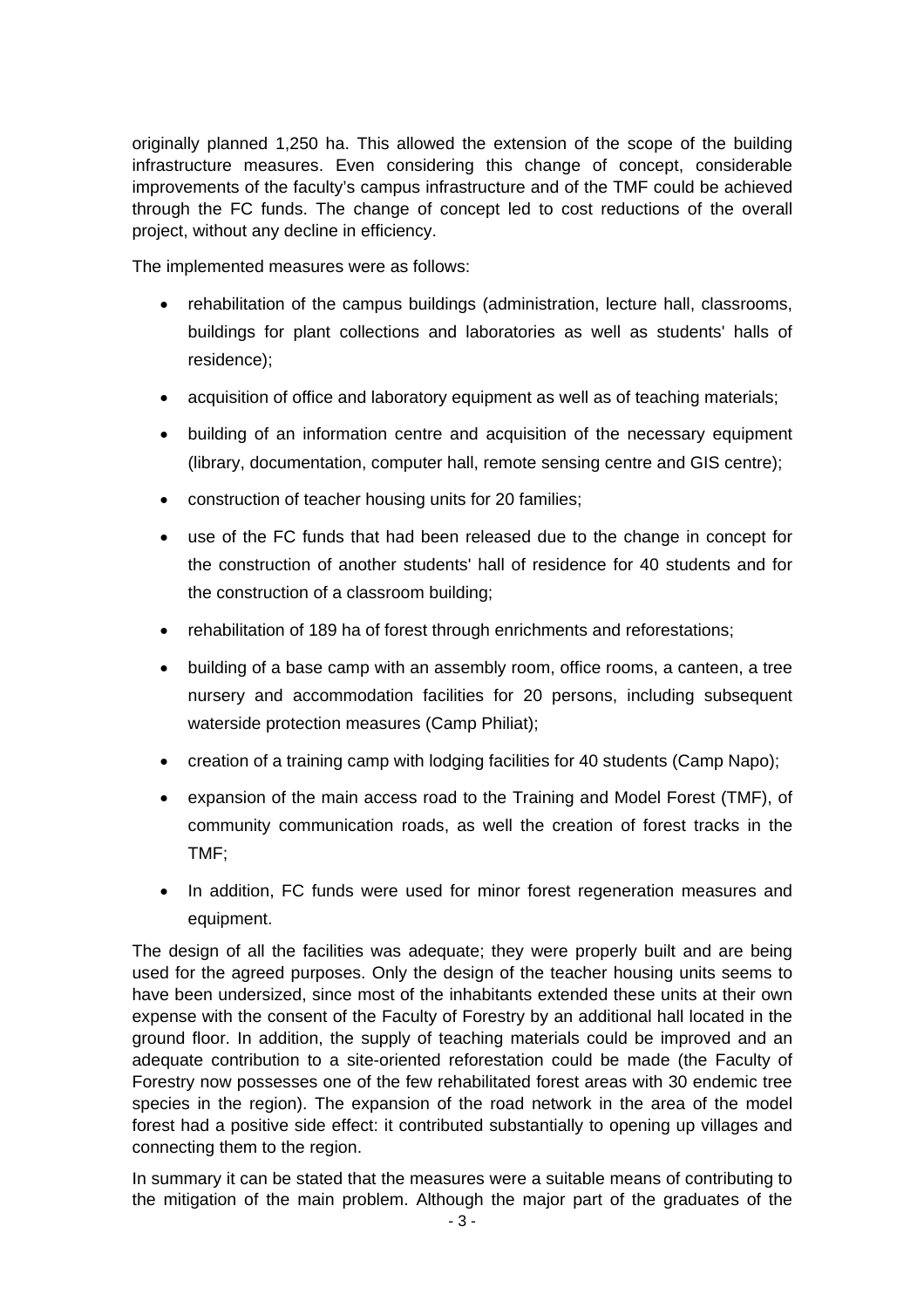originally planned 1,250 ha. This allowed the extension of the scope of the building infrastructure measures. Even considering this change of concept, considerable improvements of the faculty's campus infrastructure and of the TMF could be achieved through the FC funds. The change of concept led to cost reductions of the overall project, without any decline in efficiency.

The implemented measures were as follows:

- rehabilitation of the campus buildings (administration, lecture hall, classrooms, buildings for plant collections and laboratories as well as students' halls of residence);
- acquisition of office and laboratory equipment as well as of teaching materials;
- building of an information centre and acquisition of the necessary equipment (library, documentation, computer hall, remote sensing centre and GIS centre);
- construction of teacher housing units for 20 families;
- use of the FC funds that had been released due to the change in concept for the construction of another students' hall of residence for 40 students and for the construction of a classroom building;
- rehabilitation of 189 ha of forest through enrichments and reforestations;
- building of a base camp with an assembly room, office rooms, a canteen, a tree nursery and accommodation facilities for 20 persons, including subsequent waterside protection measures (Camp Philiat);
- creation of a training camp with lodging facilities for 40 students (Camp Napo);
- expansion of the main access road to the Training and Model Forest (TMF), of community communication roads, as well the creation of forest tracks in the TMF;
- In addition, FC funds were used for minor forest regeneration measures and equipment.

The design of all the facilities was adequate; they were properly built and are being used for the agreed purposes. Only the design of the teacher housing units seems to have been undersized, since most of the inhabitants extended these units at their own expense with the consent of the Faculty of Forestry by an additional hall located in the ground floor. In addition, the supply of teaching materials could be improved and an adequate contribution to a site-oriented reforestation could be made (the Faculty of Forestry now possesses one of the few rehabilitated forest areas with 30 endemic tree species in the region). The expansion of the road network in the area of the model forest had a positive side effect: it contributed substantially to opening up villages and connecting them to the region.

In summary it can be stated that the measures were a suitable means of contributing to the mitigation of the main problem. Although the major part of the graduates of the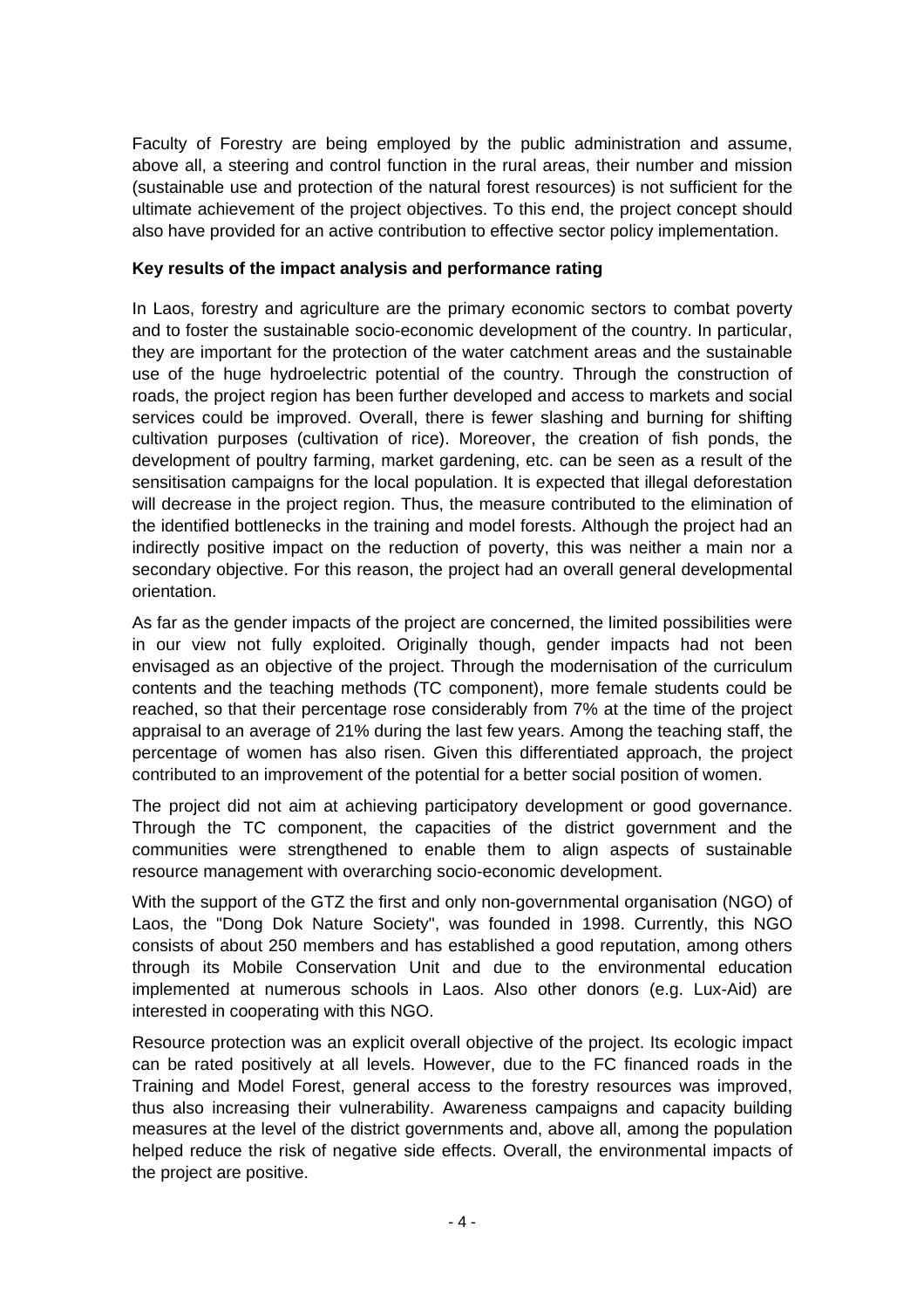Faculty of Forestry are being employed by the public administration and assume, above all, a steering and control function in the rural areas, their number and mission (sustainable use and protection of the natural forest resources) is not sufficient for the ultimate achievement of the project objectives. To this end, the project concept should also have provided for an active contribution to effective sector policy implementation.

**Key results of the impact analysis and performance rating**

In Laos, forestry and agriculture are the primary economic sectors to combat poverty and to foster the sustainable socio-economic development of the country. In particular, they are important for the protection of the water catchment areas and the sustainable use of the huge hydroelectric potential of the country. Through the construction of roads, the project region has been further developed and access to markets and social services could be improved. Overall, there is fewer slashing and burning for shifting cultivation purposes (cultivation of rice). Moreover, the creation of fish ponds, the development of poultry farming, market gardening, etc. can be seen as a result of the sensitisation campaigns for the local population. It is expected that illegal deforestation will decrease in the project region. Thus, the measure contributed to the elimination of the identified bottlenecks in the training and model forests. Although the project had an indirectly positive impact on the reduction of poverty, this was neither a main nor a secondary objective. For this reason, the project had an overall general developmental orientation.

As far as the gender impacts of the project are concerned, the limited possibilities were in our view not fully exploited. Originally though, gender impacts had not been envisaged as an objective of the project. Through the modernisation of the curriculum contents and the teaching methods (TC component), more female students could be reached, so that their percentage rose considerably from 7% at the time of the project appraisal to an average of 21% during the last few years. Among the teaching staff, the percentage of women has also risen. Given this differentiated approach, the project contributed to an improvement of the potential for a better social position of women.

The project did not aim at achieving participatory development or good governance. Through the TC component, the capacities of the district government and the communities were strengthened to enable them to align aspects of sustainable resource management with overarching socio-economic development.

With the support of the GTZ the first and only non-governmental organisation (NGO) of Laos, the "Dong Dok Nature Society", was founded in 1998. Currently, this NGO consists of about 250 members and has established a good reputation, among others through its Mobile Conservation Unit and due to the environmental education implemented at numerous schools in Laos. Also other donors (e.g. Lux-Aid) are interested in cooperating with this NGO.

Resource protection was an explicit overall objective of the project. Its ecologic impact can be rated positively at all levels. However, due to the FC financed roads in the Training and Model Forest, general access to the forestry resources was improved, thus also increasing their vulnerability. Awareness campaigns and capacity building measures at the level of the district governments and, above all, among the population helped reduce the risk of negative side effects. Overall, the environmental impacts of the project are positive.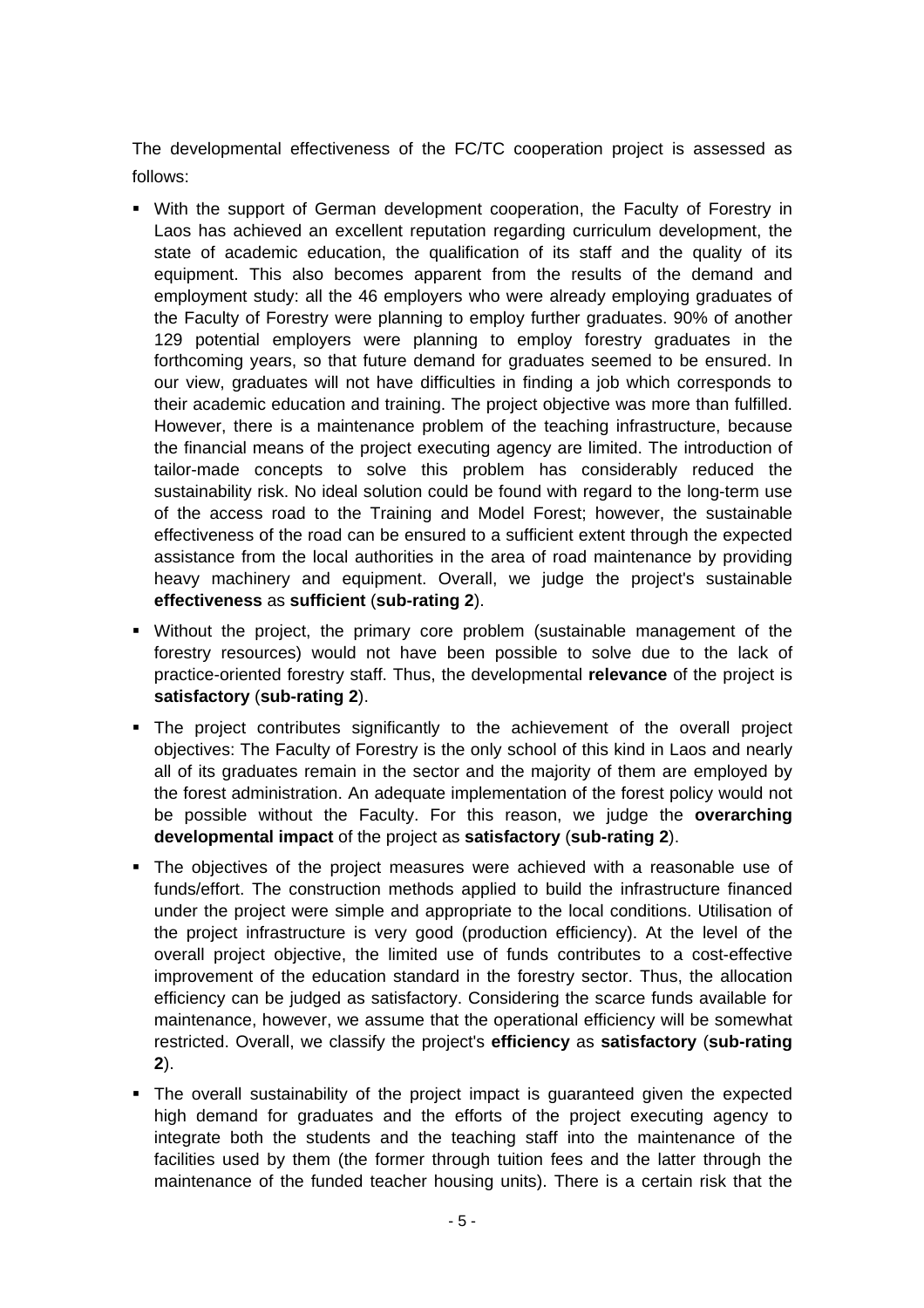The developmental effectiveness of the FC/TC cooperation project is assessed as follows:

- With the support of German development cooperation, the Faculty of Forestry in Laos has achieved an excellent reputation regarding curriculum development, the state of academic education, the qualification of its staff and the quality of its equipment. This also becomes apparent from the results of the demand and employment study: all the 46 employers who were already employing graduates of the Faculty of Forestry were planning to employ further graduates. 90% of another 129 potential employers were planning to employ forestry graduates in the forthcoming years, so that future demand for graduates seemed to be ensured. In our view, graduates will not have difficulties in finding a job which corresponds to their academic education and training. The project objective was more than fulfilled. However, there is a maintenance problem of the teaching infrastructure, because the financial means of the project executing agency are limited. The introduction of tailor-made concepts to solve this problem has considerably reduced the sustainability risk. No ideal solution could be found with regard to the long-term use of the access road to the Training and Model Forest; however, the sustainable effectiveness of the road can be ensured to a sufficient extent through the expected assistance from the local authorities in the area of road maintenance by providing heavy machinery and equipment. Overall, we judge the project's sustainable **effectiveness** as **sufficient** (**sub-rating 2**).
- Without the project, the primary core problem (sustainable management of the forestry resources) would not have been possible to solve due to the lack of practice-oriented forestry staff. Thus, the developmental **relevance** of the project is **satisfactory** (**sub-rating 2**).
- The project contributes significantly to the achievement of the overall project objectives: The Faculty of Forestry is the only school of this kind in Laos and nearly all of its graduates remain in the sector and the majority of them are employed by the forest administration. An adequate implementation of the forest policy would not be possible without the Faculty. For this reason, we judge the **overarching developmental impact** of the project as **satisfactory** (**sub-rating 2**).
- The objectives of the project measures were achieved with a reasonable use of funds/effort. The construction methods applied to build the infrastructure financed under the project were simple and appropriate to the local conditions. Utilisation of the project infrastructure is very good (production efficiency). At the level of the overall project objective, the limited use of funds contributes to a cost-effective improvement of the education standard in the forestry sector. Thus, the allocation efficiency can be judged as satisfactory. Considering the scarce funds available for maintenance, however, we assume that the operational efficiency will be somewhat restricted. Overall, we classify the project's **efficiency** as **satisfactory** (**sub-rating 2**).
- The overall sustainability of the project impact is guaranteed given the expected high demand for graduates and the efforts of the project executing agency to integrate both the students and the teaching staff into the maintenance of the facilities used by them (the former through tuition fees and the latter through the maintenance of the funded teacher housing units). There is a certain risk that the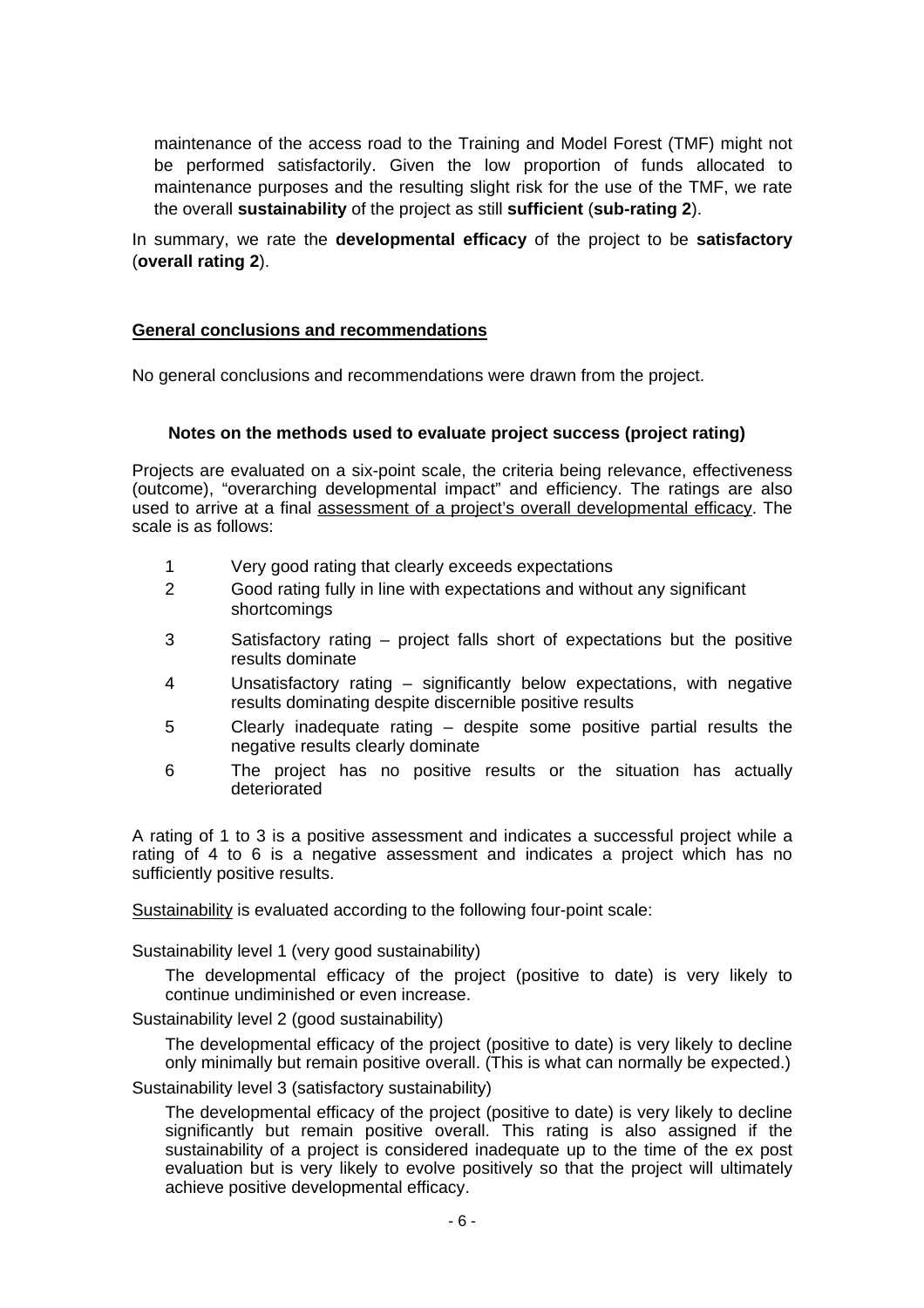maintenance of the access road to the Training and Model Forest (TMF) might not be performed satisfactorily. Given the low proportion of funds allocated to maintenance purposes and the resulting slight risk for the use of the TMF, we rate the overall **sustainability** of the project as still **sufficient** (**sub-rating 2**).

In summary, we rate the **developmental efficacy** of the project to be **satisfactory** (**overall rating 2**).

## General conclusions and recommendations

No general conclusions and recommendations were drawn from the project.

### Notes on the methods used to evaluate project success (project rating)

Projects are evaluated on a six-point scale, the criteria being relevance, effectiveness (outcome), "overarching developmental impact" and efficiency. The ratings are also used to arrive at a final assessment of a project's overall developmental efficacy. The scale is as follows:

1. Very good rating that clearly exceeds expectations
2. Good rating fully in line with expectations and without any significant shortcomings
3. Satisfactory rating – project falls short of expectations but the positive results dominate
4. Unsatisfactory rating – significantly below expectations, with negative results dominating despite discernible positive results
5. Clearly inadequate rating – despite some positive partial results the negative results clearly dominate
6. The project has no positive results or the situation has actually deteriorated

A rating of 1 to 3 is a positive assessment and indicates a successful project while a rating of 4 to 6 is a negative assessment and indicates a project which has no sufficiently positive results.

Sustainability is evaluated according to the following four-point scale:

Sustainability level 1 (very good sustainability)

The developmental efficacy of the project (positive to date) is very likely to continue undiminished or even increase.

Sustainability level 2 (good sustainability)

The developmental efficacy of the project (positive to date) is very likely to decline only minimally but remain positive overall. (This is what can normally be expected.)

Sustainability level 3 (satisfactory sustainability)

The developmental efficacy of the project (positive to date) is very likely to decline significantly but remain positive overall. This rating is also assigned if the sustainability of a project is considered inadequate up to the time of the ex post evaluation but is very likely to evolve positively so that the project will ultimately achieve positive developmental efficacy.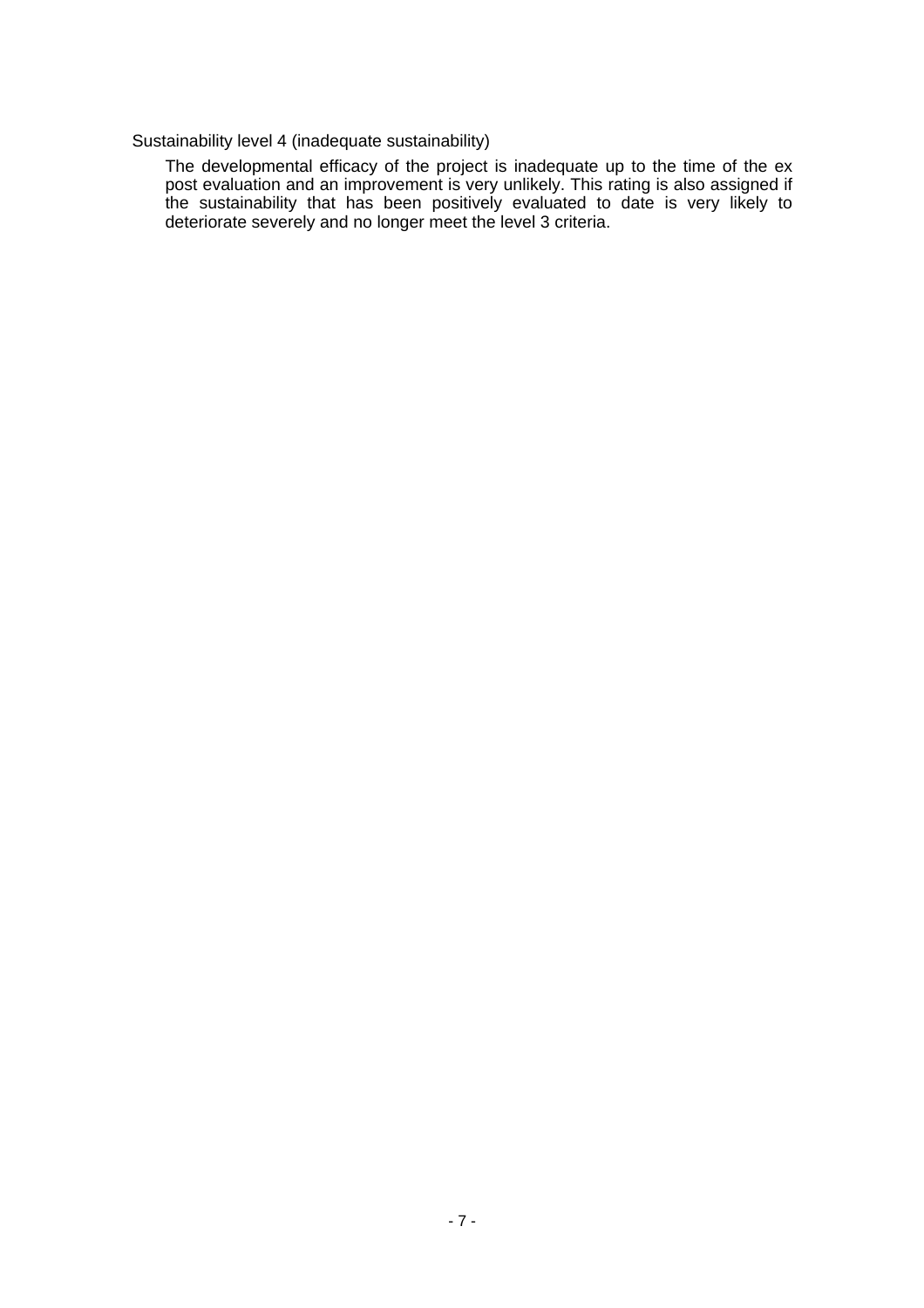Sustainability level 4 (inadequate sustainability)

The developmental efficacy of the project is inadequate up to the time of the ex post evaluation and an improvement is very unlikely. This rating is also assigned if the sustainability that has been positively evaluated to date is very likely to deteriorate severely and no longer meet the level 3 criteria.